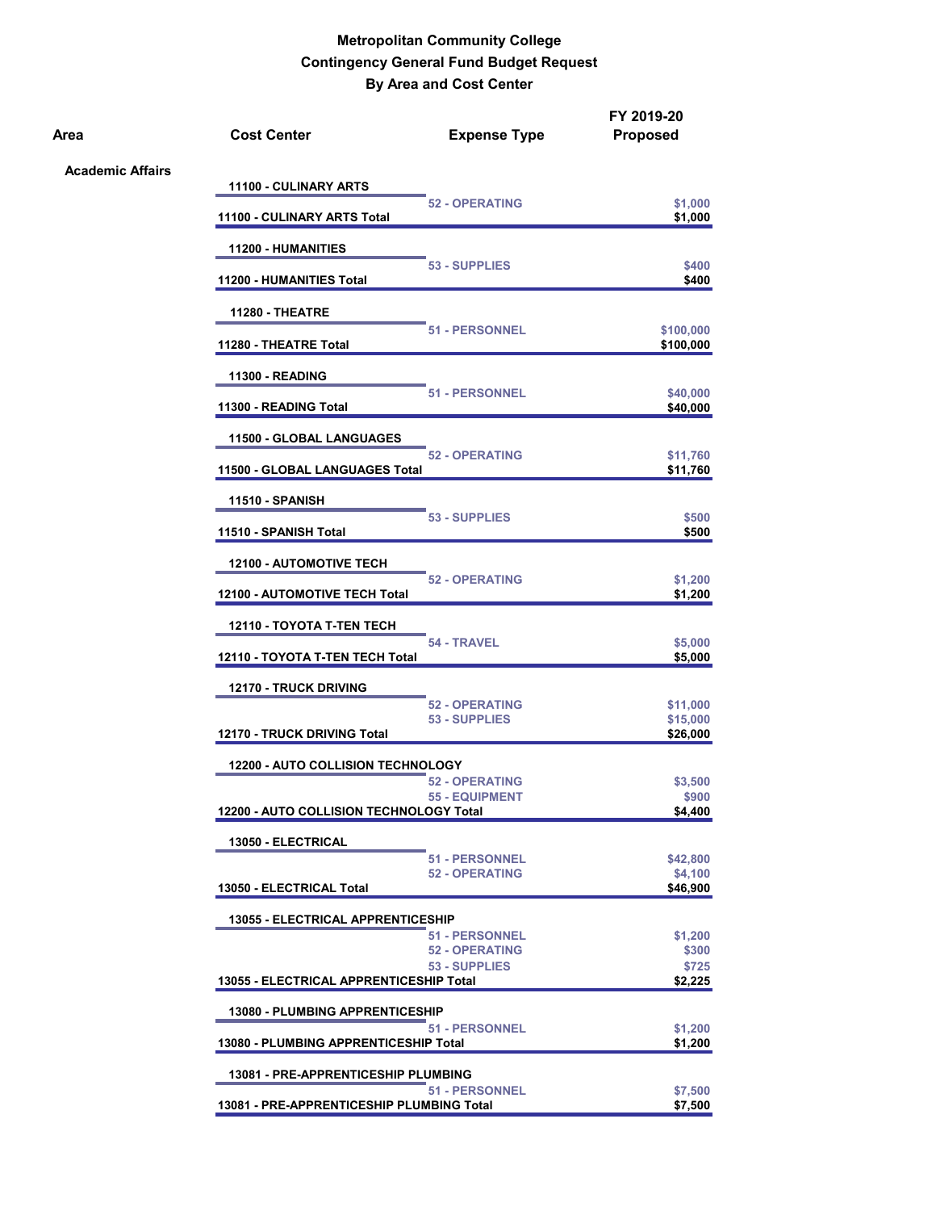**Metropolitan Community College**
**Contingency General Fund Budget Request**
**By Area and Cost Center**

| Area | Cost Center | Expense Type | FY 2019-20 Proposed |
|---|---|---|---|
| **Academic Affairs** | | | |
| | **11100 - CULINARY ARTS** | | |
| | | 52 - OPERATING | $1,000 |
| | **11100 - CULINARY ARTS Total** | | **$1,000** |
| | **11200 - HUMANITIES** | | |
| | | 53 - SUPPLIES | $400 |
| | **11200 - HUMANITIES Total** | | **$400** |
| | **11280 - THEATRE** | | |
| | | 51 - PERSONNEL | $100,000 |
| | **11280 - THEATRE Total** | | **$100,000** |
| | **11300 - READING** | | |
| | | 51 - PERSONNEL | $40,000 |
| | **11300 - READING Total** | | **$40,000** |
| | **11500 - GLOBAL LANGUAGES** | | |
| | | 52 - OPERATING | $11,760 |
| | **11500 - GLOBAL LANGUAGES Total** | | **$11,760** |
| | **11510 - SPANISH** | | |
| | | 53 - SUPPLIES | $500 |
| | **11510 - SPANISH Total** | | **$500** |
| | **12100 - AUTOMOTIVE TECH** | | |
| | | 52 - OPERATING | $1,200 |
| | **12100 - AUTOMOTIVE TECH Total** | | **$1,200** |
| | **12110 - TOYOTA T-TEN TECH** | | |
| | | 54 - TRAVEL | $5,000 |
| | **12110 - TOYOTA T-TEN TECH Total** | | **$5,000** |
| | **12170 - TRUCK DRIVING** | | |
| | | 52 - OPERATING | $11,000 |
| | | 53 - SUPPLIES | $15,000 |
| | **12170 - TRUCK DRIVING Total** | | **$26,000** |
| | **12200 - AUTO COLLISION TECHNOLOGY** | | |
| | | 52 - OPERATING | $3,500 |
| | | 55 - EQUIPMENT | $900 |
| | **12200 - AUTO COLLISION TECHNOLOGY Total** | | **$4,400** |
| | **13050 - ELECTRICAL** | | |
| | | 51 - PERSONNEL | $42,800 |
| | | 52 - OPERATING | $4,100 |
| | **13050 - ELECTRICAL Total** | | **$46,900** |
| | **13055 - ELECTRICAL APPRENTICESHIP** | | |
| | | 51 - PERSONNEL | $1,200 |
| | | 52 - OPERATING | $300 |
| | | 53 - SUPPLIES | $725 |
| | **13055 - ELECTRICAL APPRENTICESHIP Total** | | **$2,225** |
| | **13080 - PLUMBING APPRENTICESHIP** | | |
| | | 51 - PERSONNEL | $1,200 |
| | **13080 - PLUMBING APPRENTICESHIP Total** | | **$1,200** |
| | **13081 - PRE-APPRENTICESHIP PLUMBING** | | |
| | | 51 - PERSONNEL | $7,500 |
| | **13081 - PRE-APPRENTICESHIP PLUMBING Total** | | **$7,500** |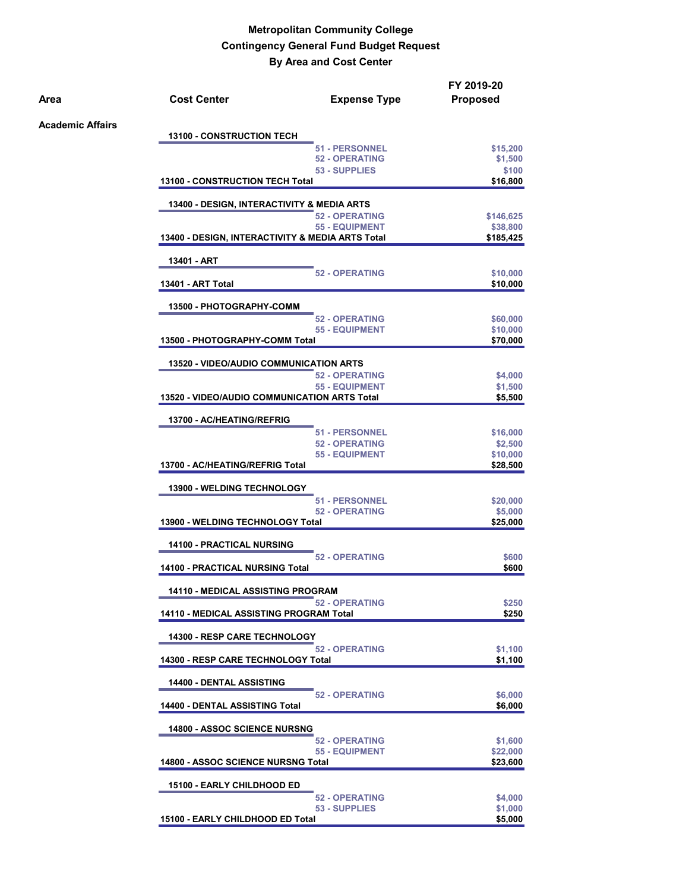**Metropolitan Community College**
**Contingency General Fund Budget Request**
**By Area and Cost Center**

| Area | Cost Center | Expense Type | FY 2019-20 Proposed |
|---|---|---|---|
| **Academic Affairs** | | | |
| | **13100 - CONSTRUCTION TECH** | | |
| | | 51 - PERSONNEL | $15,200 |
| | | 52 - OPERATING | $1,500 |
| | | 53 - SUPPLIES | $100 |
| | **13100 - CONSTRUCTION TECH Total** | | **$16,800** |
| | **13400 - DESIGN, INTERACTIVITY & MEDIA ARTS** | | |
| | | 52 - OPERATING | $146,625 |
| | | 55 - EQUIPMENT | $38,800 |
| | **13400 - DESIGN, INTERACTIVITY & MEDIA ARTS Total** | | **$185,425** |
| | **13401 - ART** | | |
| | | 52 - OPERATING | $10,000 |
| | **13401 - ART Total** | | **$10,000** |
| | **13500 - PHOTOGRAPHY-COMM** | | |
| | | 52 - OPERATING | $60,000 |
| | | 55 - EQUIPMENT | $10,000 |
| | **13500 - PHOTOGRAPHY-COMM Total** | | **$70,000** |
| | **13520 - VIDEO/AUDIO COMMUNICATION ARTS** | | |
| | | 52 - OPERATING | $4,000 |
| | | 55 - EQUIPMENT | $1,500 |
| | **13520 - VIDEO/AUDIO COMMUNICATION ARTS Total** | | **$5,500** |
| | **13700 - AC/HEATING/REFRIG** | | |
| | | 51 - PERSONNEL | $16,000 |
| | | 52 - OPERATING | $2,500 |
| | | 55 - EQUIPMENT | $10,000 |
| | **13700 - AC/HEATING/REFRIG Total** | | **$28,500** |
| | **13900 - WELDING TECHNOLOGY** | | |
| | | 51 - PERSONNEL | $20,000 |
| | | 52 - OPERATING | $5,000 |
| | **13900 - WELDING TECHNOLOGY Total** | | **$25,000** |
| | **14100 - PRACTICAL NURSING** | | |
| | | 52 - OPERATING | $600 |
| | **14100 - PRACTICAL NURSING Total** | | **$600** |
| | **14110 - MEDICAL ASSISTING PROGRAM** | | |
| | | 52 - OPERATING | $250 |
| | **14110 - MEDICAL ASSISTING PROGRAM Total** | | **$250** |
| | **14300 - RESP CARE TECHNOLOGY** | | |
| | | 52 - OPERATING | $1,100 |
| | **14300 - RESP CARE TECHNOLOGY Total** | | **$1,100** |
| | **14400 - DENTAL ASSISTING** | | |
| | | 52 - OPERATING | $6,000 |
| | **14400 - DENTAL ASSISTING Total** | | **$6,000** |
| | **14800 - ASSOC SCIENCE NURSNG** | | |
| | | 52 - OPERATING | $1,600 |
| | | 55 - EQUIPMENT | $22,000 |
| | **14800 - ASSOC SCIENCE NURSNG Total** | | **$23,600** |
| | **15100 - EARLY CHILDHOOD ED** | | |
| | | 52 - OPERATING | $4,000 |
| | | 53 - SUPPLIES | $1,000 |
| | **15100 - EARLY CHILDHOOD ED Total** | | **$5,000** |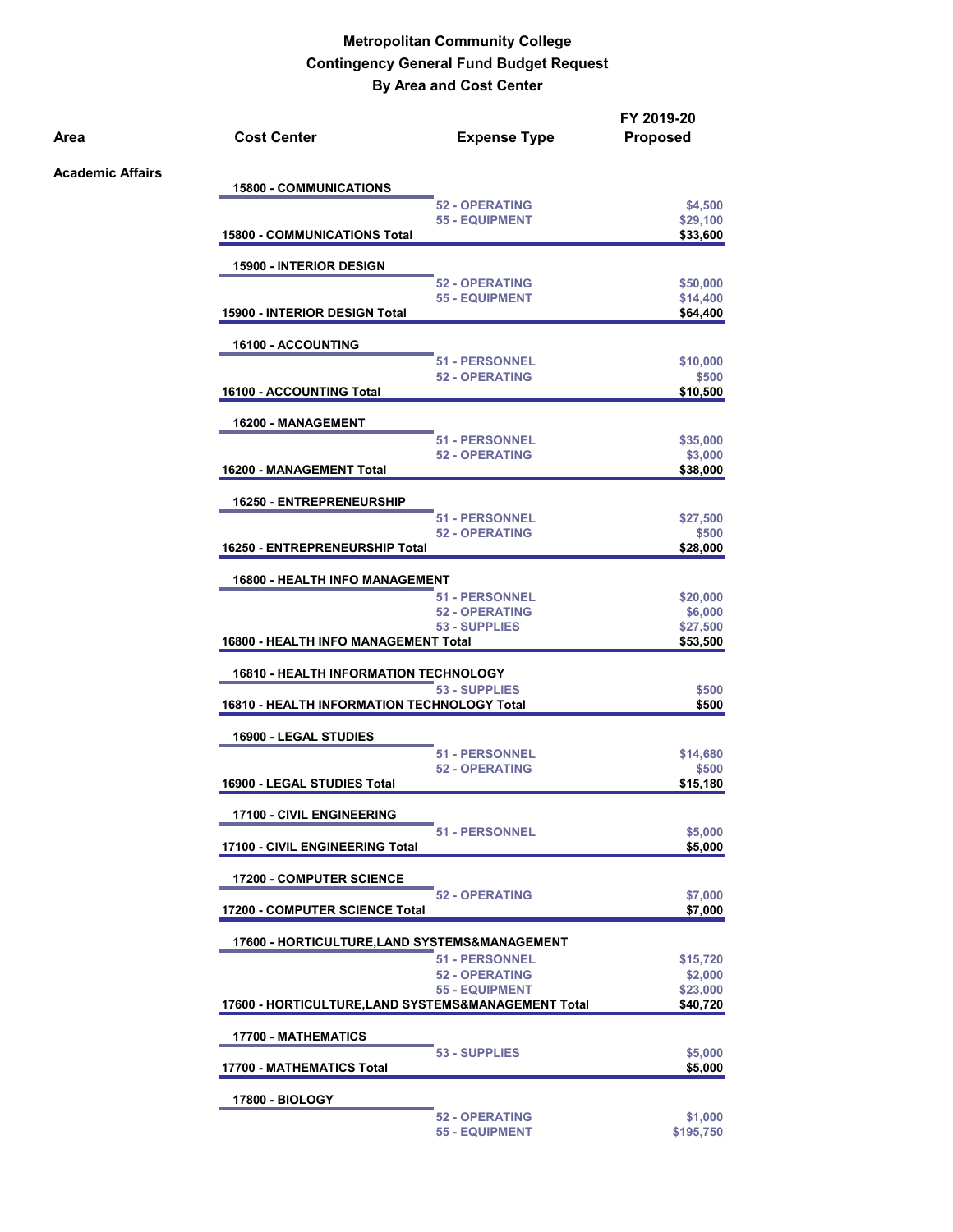**Metropolitan Community College**
**Contingency General Fund Budget Request**
**By Area and Cost Center**

| Area | Cost Center | Expense Type | FY 2019-20 Proposed |
|---|---|---|---|
| **Academic Affairs** | | | |
| | **15800 - COMMUNICATIONS** | | |
| | | 52 - OPERATING | $4,500 |
| | | 55 - EQUIPMENT | $29,100 |
| | **15800 - COMMUNICATIONS Total** | | **$33,600** |
| | **15900 - INTERIOR DESIGN** | | |
| | | 52 - OPERATING | $50,000 |
| | | 55 - EQUIPMENT | $14,400 |
| | **15900 - INTERIOR DESIGN Total** | | **$64,400** |
| | **16100 - ACCOUNTING** | | |
| | | 51 - PERSONNEL | $10,000 |
| | | 52 - OPERATING | $500 |
| | **16100 - ACCOUNTING Total** | | **$10,500** |
| | **16200 - MANAGEMENT** | | |
| | | 51 - PERSONNEL | $35,000 |
| | | 52 - OPERATING | $3,000 |
| | **16200 - MANAGEMENT Total** | | **$38,000** |
| | **16250 - ENTREPRENEURSHIP** | | |
| | | 51 - PERSONNEL | $27,500 |
| | | 52 - OPERATING | $500 |
| | **16250 - ENTREPRENEURSHIP Total** | | **$28,000** |
| | **16800 - HEALTH INFO MANAGEMENT** | | |
| | | 51 - PERSONNEL | $20,000 |
| | | 52 - OPERATING | $6,000 |
| | | 53 - SUPPLIES | $27,500 |
| | **16800 - HEALTH INFO MANAGEMENT Total** | | **$53,500** |
| | **16810 - HEALTH INFORMATION TECHNOLOGY** | | |
| | | 53 - SUPPLIES | $500 |
| | **16810 - HEALTH INFORMATION TECHNOLOGY Total** | | **$500** |
| | **16900 - LEGAL STUDIES** | | |
| | | 51 - PERSONNEL | $14,680 |
| | | 52 - OPERATING | $500 |
| | **16900 - LEGAL STUDIES Total** | | **$15,180** |
| | **17100 - CIVIL ENGINEERING** | | |
| | | 51 - PERSONNEL | $5,000 |
| | **17100 - CIVIL ENGINEERING Total** | | **$5,000** |
| | **17200 - COMPUTER SCIENCE** | | |
| | | 52 - OPERATING | $7,000 |
| | **17200 - COMPUTER SCIENCE Total** | | **$7,000** |
| | **17600 - HORTICULTURE,LAND SYSTEMS&MANAGEMENT** | | |
| | | 51 - PERSONNEL | $15,720 |
| | | 52 - OPERATING | $2,000 |
| | | 55 - EQUIPMENT | $23,000 |
| | **17600 - HORTICULTURE,LAND SYSTEMS&MANAGEMENT Total** | | **$40,720** |
| | **17700 - MATHEMATICS** | | |
| | | 53 - SUPPLIES | $5,000 |
| | **17700 - MATHEMATICS Total** | | **$5,000** |
| | **17800 - BIOLOGY** | | |
| | | 52 - OPERATING | $1,000 |
| | | 55 - EQUIPMENT | $195,750 |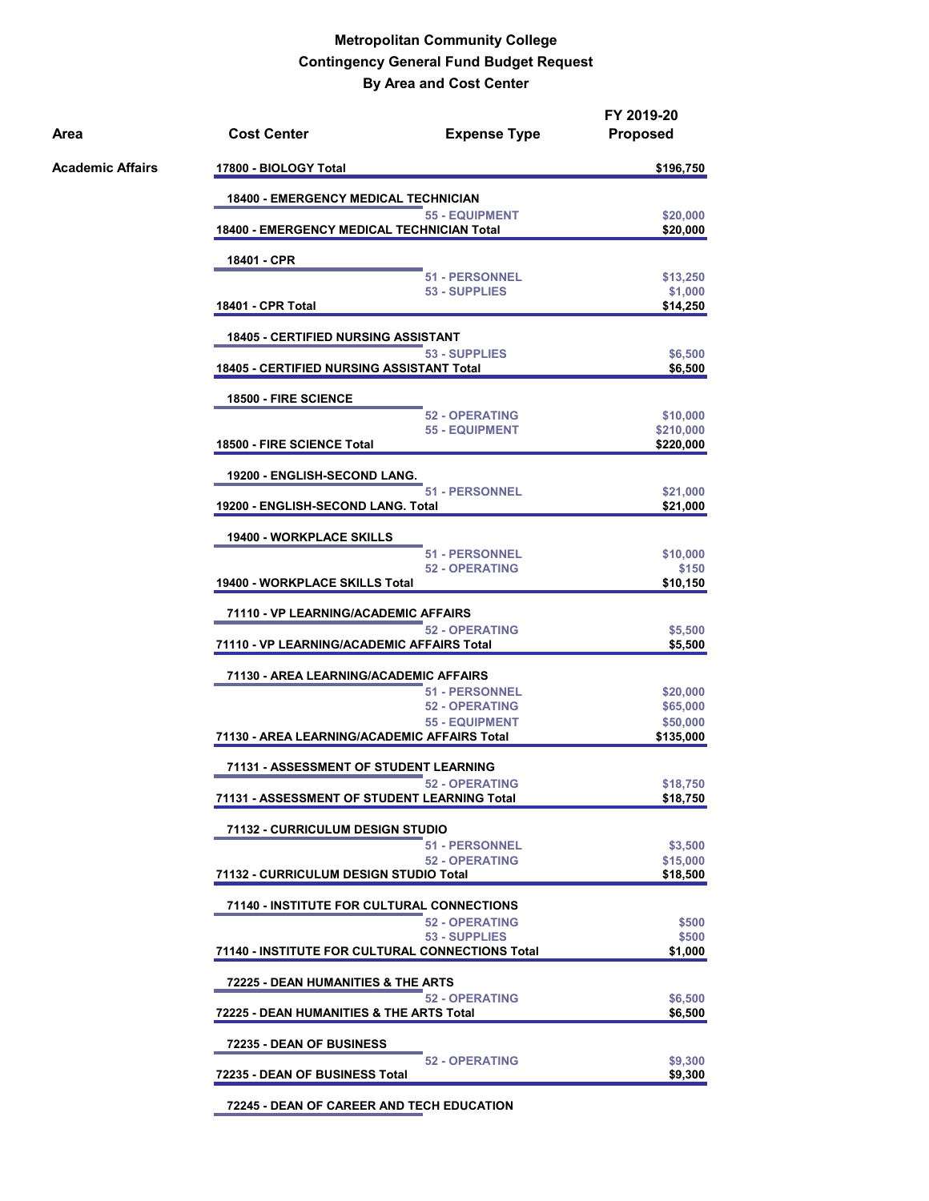# Metropolitan Community College
## Contingency General Fund Budget Request
### By Area and Cost Center

| Area | Cost Center | Expense Type | FY 2019-20 Proposed |
|---|---|---|---|
| Academic Affairs | 17800 - BIOLOGY Total | | $196,750 |
| | 18400 - EMERGENCY MEDICAL TECHNICIAN | | |
| | | 55 - EQUIPMENT | $20,000 |
| | 18400 - EMERGENCY MEDICAL TECHNICIAN Total | | $20,000 |
| | 18401 - CPR | | |
| | | 51 - PERSONNEL | $13,250 |
| | | 53 - SUPPLIES | $1,000 |
| | 18401 - CPR Total | | $14,250 |
| | 18405 - CERTIFIED NURSING ASSISTANT | | |
| | | 53 - SUPPLIES | $6,500 |
| | 18405 - CERTIFIED NURSING ASSISTANT Total | | $6,500 |
| | 18500 - FIRE SCIENCE | | |
| | | 52 - OPERATING | $10,000 |
| | | 55 - EQUIPMENT | $210,000 |
| | 18500 - FIRE SCIENCE Total | | $220,000 |
| | 19200 - ENGLISH-SECOND LANG. | | |
| | | 51 - PERSONNEL | $21,000 |
| | 19200 - ENGLISH-SECOND LANG. Total | | $21,000 |
| | 19400 - WORKPLACE SKILLS | | |
| | | 51 - PERSONNEL | $10,000 |
| | | 52 - OPERATING | $150 |
| | 19400 - WORKPLACE SKILLS Total | | $10,150 |
| | 71110 - VP LEARNING/ACADEMIC AFFAIRS | | |
| | | 52 - OPERATING | $5,500 |
| | 71110 - VP LEARNING/ACADEMIC AFFAIRS Total | | $5,500 |
| | 71130 - AREA LEARNING/ACADEMIC AFFAIRS | | |
| | | 51 - PERSONNEL | $20,000 |
| | | 52 - OPERATING | $65,000 |
| | | 55 - EQUIPMENT | $50,000 |
| | 71130 - AREA LEARNING/ACADEMIC AFFAIRS Total | | $135,000 |
| | 71131 - ASSESSMENT OF STUDENT LEARNING | | |
| | | 52 - OPERATING | $18,750 |
| | 71131 - ASSESSMENT OF STUDENT LEARNING Total | | $18,750 |
| | 71132 - CURRICULUM DESIGN STUDIO | | |
| | | 51 - PERSONNEL | $3,500 |
| | | 52 - OPERATING | $15,000 |
| | 71132 - CURRICULUM DESIGN STUDIO Total | | $18,500 |
| | 71140 - INSTITUTE FOR CULTURAL CONNECTIONS | | |
| | | 52 - OPERATING | $500 |
| | | 53 - SUPPLIES | $500 |
| | 71140 - INSTITUTE FOR CULTURAL CONNECTIONS Total | | $1,000 |
| | 72225 - DEAN HUMANITIES & THE ARTS | | |
| | | 52 - OPERATING | $6,500 |
| | 72225 - DEAN HUMANITIES & THE ARTS Total | | $6,500 |
| | 72235 - DEAN OF BUSINESS | | |
| | | 52 - OPERATING | $9,300 |
| | 72235 - DEAN OF BUSINESS Total | | $9,300 |
| | 72245 - DEAN OF CAREER AND TECH EDUCATION | | |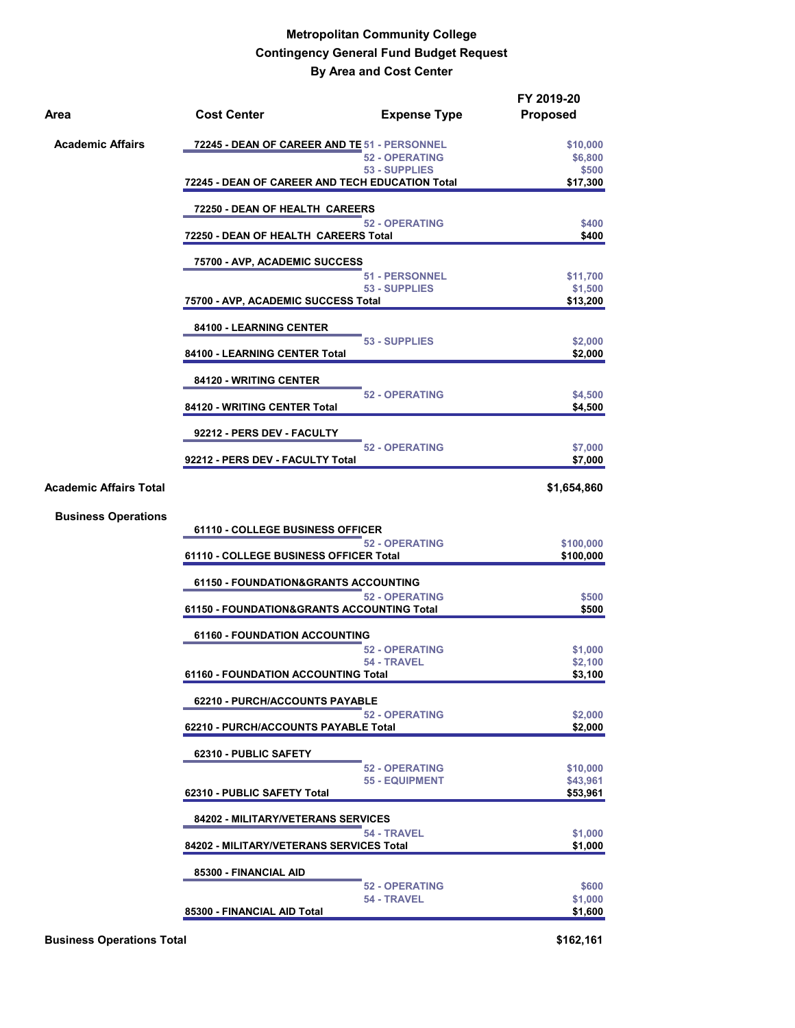**Metropolitan Community College**

**Contingency General Fund Budget Request**

**By Area and Cost Center**

| Area | Cost Center | Expense Type | FY 2019-20 Proposed |
|---|---|---|---|
| **Academic Affairs** | 72245 - DEAN OF CAREER AND TE | 51 - PERSONNEL | $10,000 |
| | | 52 - OPERATING | $6,800 |
| | | 53 - SUPPLIES | $500 |
| | **72245 - DEAN OF CAREER AND TECH EDUCATION Total** | | **$17,300** |
| | 72250 - DEAN OF HEALTH CAREERS | | |
| | | 52 - OPERATING | $400 |
| | **72250 - DEAN OF HEALTH CAREERS Total** | | **$400** |
| | 75700 - AVP, ACADEMIC SUCCESS | | |
| | | 51 - PERSONNEL | $11,700 |
| | | 53 - SUPPLIES | $1,500 |
| | **75700 - AVP, ACADEMIC SUCCESS Total** | | **$13,200** |
| | 84100 - LEARNING CENTER | | |
| | | 53 - SUPPLIES | $2,000 |
| | **84100 - LEARNING CENTER Total** | | **$2,000** |
| | 84120 - WRITING CENTER | | |
| | | 52 - OPERATING | $4,500 |
| | **84120 - WRITING CENTER Total** | | **$4,500** |
| | 92212 - PERS DEV - FACULTY | | |
| | | 52 - OPERATING | $7,000 |
| | **92212 - PERS DEV - FACULTY Total** | | **$7,000** |
| **Academic Affairs Total** | | | **$1,654,860** |
| **Business Operations** | 61110 - COLLEGE BUSINESS OFFICER | | |
| | | 52 - OPERATING | $100,000 |
| | **61110 - COLLEGE BUSINESS OFFICER Total** | | **$100,000** |
| | 61150 - FOUNDATION&GRANTS ACCOUNTING | | |
| | | 52 - OPERATING | $500 |
| | **61150 - FOUNDATION&GRANTS ACCOUNTING Total** | | **$500** |
| | 61160 - FOUNDATION ACCOUNTING | | |
| | | 52 - OPERATING | $1,000 |
| | | 54 - TRAVEL | $2,100 |
| | **61160 - FOUNDATION ACCOUNTING Total** | | **$3,100** |
| | 62210 - PURCH/ACCOUNTS PAYABLE | | |
| | | 52 - OPERATING | $2,000 |
| | **62210 - PURCH/ACCOUNTS PAYABLE Total** | | **$2,000** |
| | 62310 - PUBLIC SAFETY | | |
| | | 52 - OPERATING | $10,000 |
| | | 55 - EQUIPMENT | $43,961 |
| | **62310 - PUBLIC SAFETY Total** | | **$53,961** |
| | 84202 - MILITARY/VETERANS SERVICES | | |
| | | 54 - TRAVEL | $1,000 |
| | **84202 - MILITARY/VETERANS SERVICES Total** | | **$1,000** |
| | 85300 - FINANCIAL AID | | |
| | | 52 - OPERATING | $600 |
| | | 54 - TRAVEL | $1,000 |
| | **85300 - FINANCIAL AID Total** | | **$1,600** |
| **Business Operations Total** | | | **$162,161** |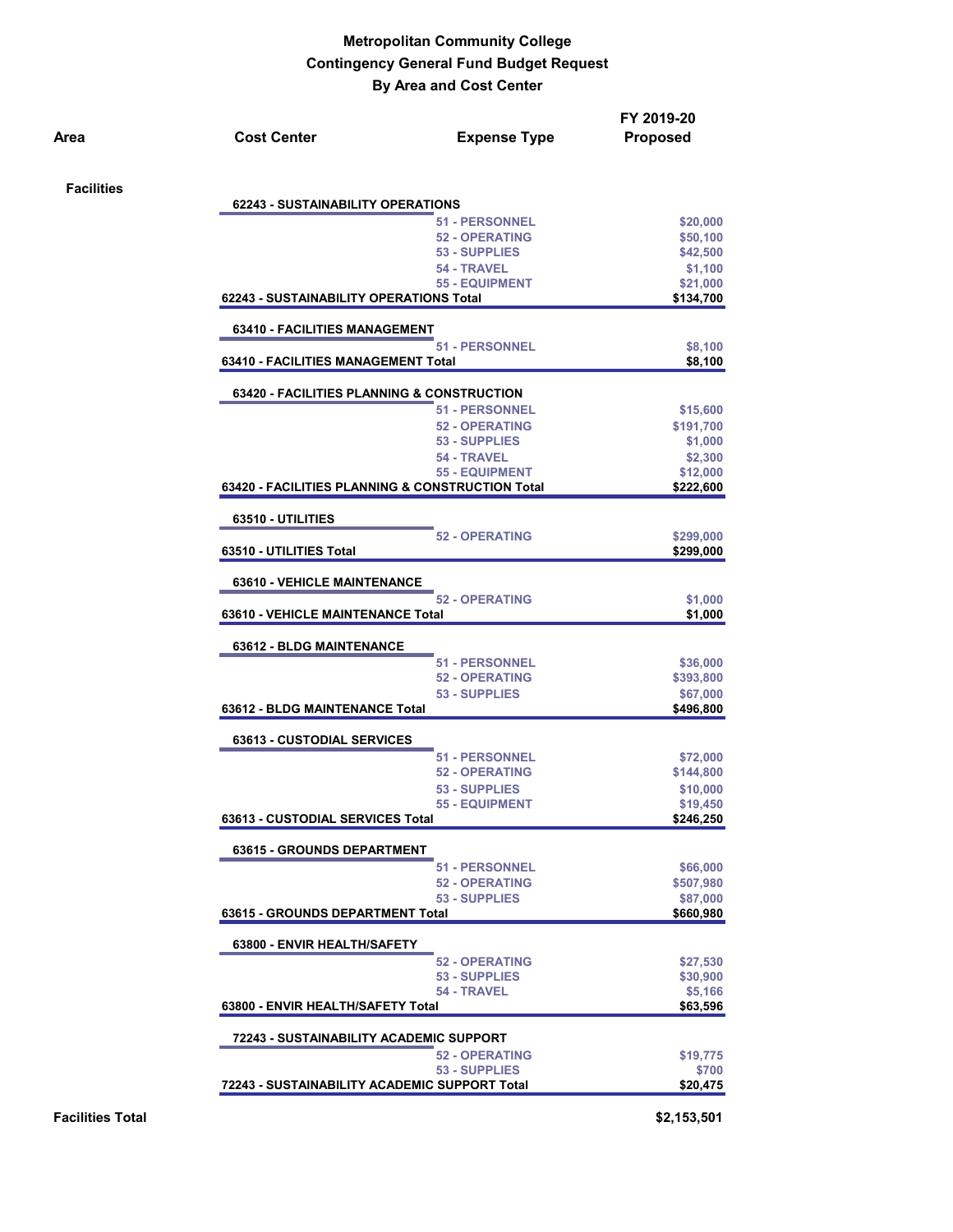# Metropolitan Community College

## Contingency General Fund Budget Request

### By Area and Cost Center

| Area | Cost Center | Expense Type | FY 2019-20 Proposed |
|---|---|---|---|
| **Facilities** | | | |
| | **62243 - SUSTAINABILITY OPERATIONS** | | |
| | | 51 - PERSONNEL | $20,000 |
| | | 52 - OPERATING | $50,100 |
| | | 53 - SUPPLIES | $42,500 |
| | | 54 - TRAVEL | $1,100 |
| | | 55 - EQUIPMENT | $21,000 |
| | **62243 - SUSTAINABILITY OPERATIONS Total** | | **$134,700** |
| | **63410 - FACILITIES MANAGEMENT** | | |
| | | 51 - PERSONNEL | $8,100 |
| | **63410 - FACILITIES MANAGEMENT Total** | | **$8,100** |
| | **63420 - FACILITIES PLANNING & CONSTRUCTION** | | |
| | | 51 - PERSONNEL | $15,600 |
| | | 52 - OPERATING | $191,700 |
| | | 53 - SUPPLIES | $1,000 |
| | | 54 - TRAVEL | $2,300 |
| | | 55 - EQUIPMENT | $12,000 |
| | **63420 - FACILITIES PLANNING & CONSTRUCTION Total** | | **$222,600** |
| | **63510 - UTILITIES** | | |
| | | 52 - OPERATING | $299,000 |
| | **63510 - UTILITIES Total** | | **$299,000** |
| | **63610 - VEHICLE MAINTENANCE** | | |
| | | 52 - OPERATING | $1,000 |
| | **63610 - VEHICLE MAINTENANCE Total** | | **$1,000** |
| | **63612 - BLDG MAINTENANCE** | | |
| | | 51 - PERSONNEL | $36,000 |
| | | 52 - OPERATING | $393,800 |
| | | 53 - SUPPLIES | $67,000 |
| | **63612 - BLDG MAINTENANCE Total** | | **$496,800** |
| | **63613 - CUSTODIAL SERVICES** | | |
| | | 51 - PERSONNEL | $72,000 |
| | | 52 - OPERATING | $144,800 |
| | | 53 - SUPPLIES | $10,000 |
| | | 55 - EQUIPMENT | $19,450 |
| | **63613 - CUSTODIAL SERVICES Total** | | **$246,250** |
| | **63615 - GROUNDS DEPARTMENT** | | |
| | | 51 - PERSONNEL | $66,000 |
| | | 52 - OPERATING | $507,980 |
| | | 53 - SUPPLIES | $87,000 |
| | **63615 - GROUNDS DEPARTMENT Total** | | **$660,980** |
| | **63800 - ENVIR HEALTH/SAFETY** | | |
| | | 52 - OPERATING | $27,530 |
| | | 53 - SUPPLIES | $30,900 |
| | | 54 - TRAVEL | $5,166 |
| | **63800 - ENVIR HEALTH/SAFETY Total** | | **$63,596** |
| | **72243 - SUSTAINABILITY ACADEMIC SUPPORT** | | |
| | | 52 - OPERATING | $19,775 |
| | | 53 - SUPPLIES | $700 |
| | **72243 - SUSTAINABILITY ACADEMIC SUPPORT Total** | | **$20,475** |
| **Facilities Total** | | | **$2,153,501** |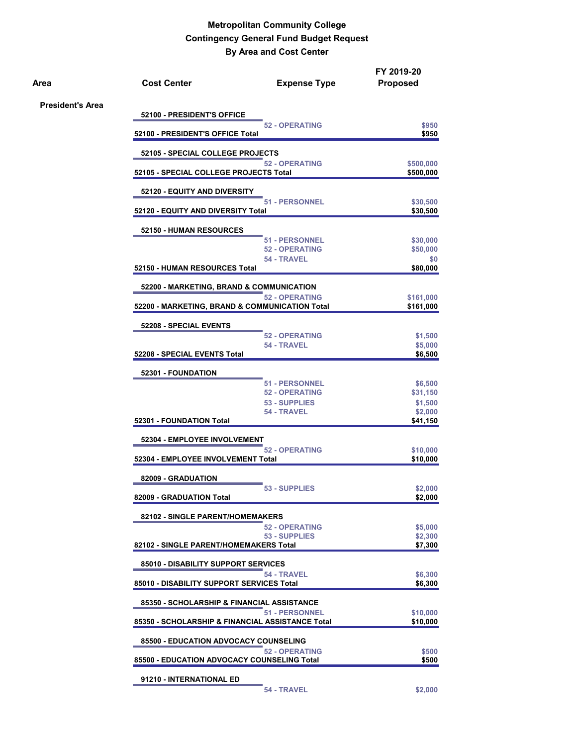# Metropolitan Community College
## Contingency General Fund Budget Request
### By Area and Cost Center

| Area | Cost Center | Expense Type | FY 2019-20 Proposed |
|---|---|---|---|
| **President's Area** | | | |
| | **52100 - PRESIDENT'S OFFICE** | | |
| | | 52 - OPERATING | $950 |
| | **52100 - PRESIDENT'S OFFICE Total** | | **$950** |
| | **52105 - SPECIAL COLLEGE PROJECTS** | | |
| | | 52 - OPERATING | $500,000 |
| | **52105 - SPECIAL COLLEGE PROJECTS Total** | | **$500,000** |
| | **52120 - EQUITY AND DIVERSITY** | | |
| | | 51 - PERSONNEL | $30,500 |
| | **52120 - EQUITY AND DIVERSITY Total** | | **$30,500** |
| | **52150 - HUMAN RESOURCES** | | |
| | | 51 - PERSONNEL | $30,000 |
| | | 52 - OPERATING | $50,000 |
| | | 54 - TRAVEL | $0 |
| | **52150 - HUMAN RESOURCES Total** | | **$80,000** |
| | **52200 - MARKETING, BRAND & COMMUNICATION** | | |
| | | 52 - OPERATING | $161,000 |
| | **52200 - MARKETING, BRAND & COMMUNICATION Total** | | **$161,000** |
| | **52208 - SPECIAL EVENTS** | | |
| | | 52 - OPERATING | $1,500 |
| | | 54 - TRAVEL | $5,000 |
| | **52208 - SPECIAL EVENTS Total** | | **$6,500** |
| | **52301 - FOUNDATION** | | |
| | | 51 - PERSONNEL | $6,500 |
| | | 52 - OPERATING | $31,150 |
| | | 53 - SUPPLIES | $1,500 |
| | | 54 - TRAVEL | $2,000 |
| | **52301 - FOUNDATION Total** | | **$41,150** |
| | **52304 - EMPLOYEE INVOLVEMENT** | | |
| | | 52 - OPERATING | $10,000 |
| | **52304 - EMPLOYEE INVOLVEMENT Total** | | **$10,000** |
| | **82009 - GRADUATION** | | |
| | | 53 - SUPPLIES | $2,000 |
| | **82009 - GRADUATION Total** | | **$2,000** |
| | **82102 - SINGLE PARENT/HOMEMAKERS** | | |
| | | 52 - OPERATING | $5,000 |
| | | 53 - SUPPLIES | $2,300 |
| | **82102 - SINGLE PARENT/HOMEMAKERS Total** | | **$7,300** |
| | **85010 - DISABILITY SUPPORT SERVICES** | | |
| | | 54 - TRAVEL | $6,300 |
| | **85010 - DISABILITY SUPPORT SERVICES Total** | | **$6,300** |
| | **85350 - SCHOLARSHIP & FINANCIAL ASSISTANCE** | | |
| | | 51 - PERSONNEL | $10,000 |
| | **85350 - SCHOLARSHIP & FINANCIAL ASSISTANCE Total** | | **$10,000** |
| | **85500 - EDUCATION ADVOCACY COUNSELING** | | |
| | | 52 - OPERATING | $500 |
| | **85500 - EDUCATION ADVOCACY COUNSELING Total** | | **$500** |
| | **91210 - INTERNATIONAL ED** | | |
| | | 54 - TRAVEL | $2,000 |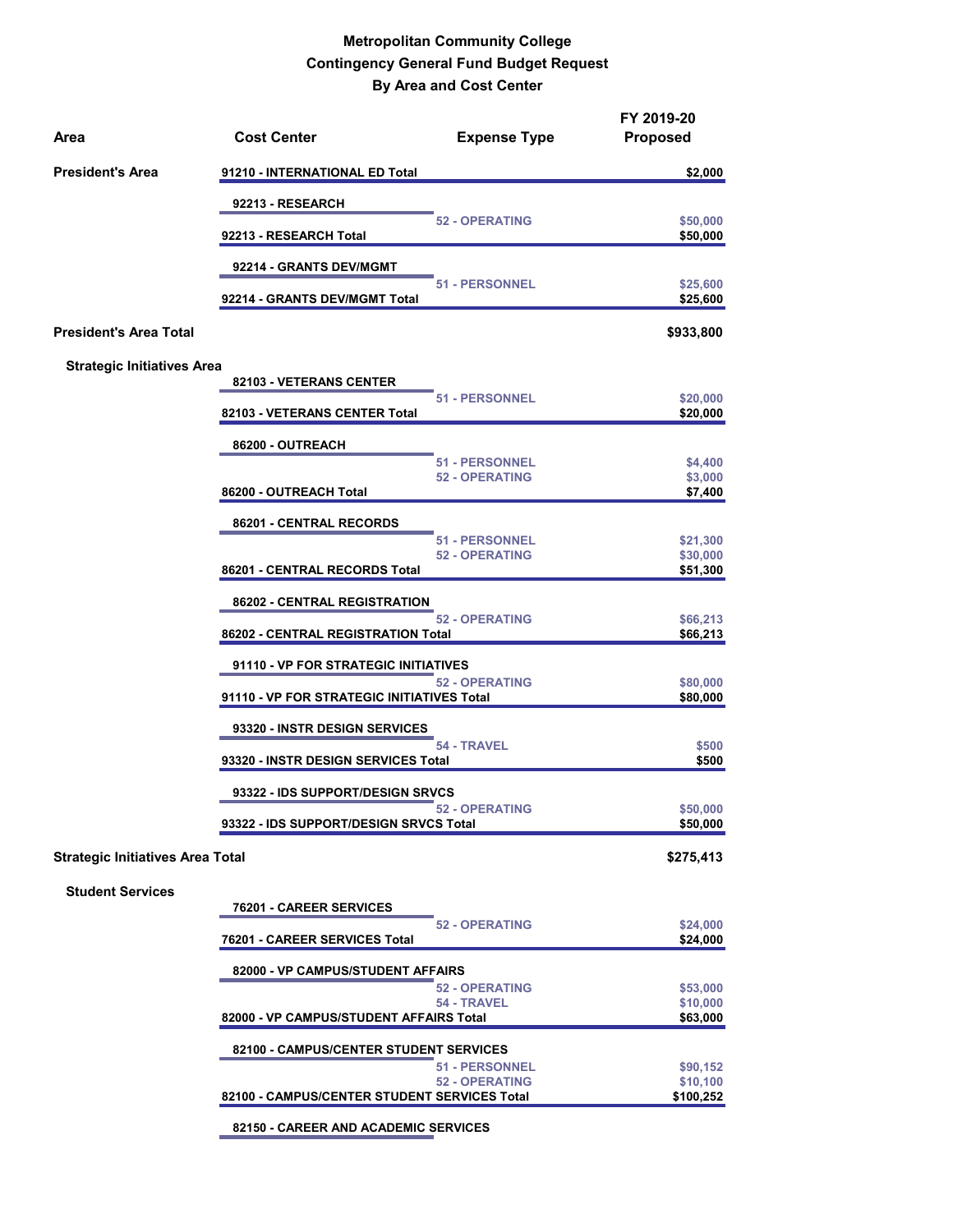**Metropolitan Community College**
**Contingency General Fund Budget Request**
**By Area and Cost Center**

| Area | Cost Center | Expense Type | FY 2019-20 Proposed |
|---|---|---|---|
| **President's Area** | **91210 - INTERNATIONAL ED Total** | | **$2,000** |
| | **92213 - RESEARCH** | | |
| | | 52 - OPERATING | $50,000 |
| | **92213 - RESEARCH Total** | | **$50,000** |
| | **92214 - GRANTS DEV/MGMT** | | |
| | | 51 - PERSONNEL | $25,600 |
| | **92214 - GRANTS DEV/MGMT Total** | | **$25,600** |
| **President's Area Total** | | | **$933,800** |
| **Strategic Initiatives Area** | | | |
| | **82103 - VETERANS CENTER** | | |
| | | 51 - PERSONNEL | $20,000 |
| | **82103 - VETERANS CENTER Total** | | **$20,000** |
| | **86200 - OUTREACH** | | |
| | | 51 - PERSONNEL | $4,400 |
| | | 52 - OPERATING | $3,000 |
| | **86200 - OUTREACH Total** | | **$7,400** |
| | **86201 - CENTRAL RECORDS** | | |
| | | 51 - PERSONNEL | $21,300 |
| | | 52 - OPERATING | $30,000 |
| | **86201 - CENTRAL RECORDS Total** | | **$51,300** |
| | **86202 - CENTRAL REGISTRATION** | | |
| | | 52 - OPERATING | $66,213 |
| | **86202 - CENTRAL REGISTRATION Total** | | **$66,213** |
| | **91110 - VP FOR STRATEGIC INITIATIVES** | | |
| | | 52 - OPERATING | $80,000 |
| | **91110 - VP FOR STRATEGIC INITIATIVES Total** | | **$80,000** |
| | **93320 - INSTR DESIGN SERVICES** | | |
| | | 54 - TRAVEL | $500 |
| | **93320 - INSTR DESIGN SERVICES Total** | | **$500** |
| | **93322 - IDS SUPPORT/DESIGN SRVCS** | | |
| | | 52 - OPERATING | $50,000 |
| | **93322 - IDS SUPPORT/DESIGN SRVCS Total** | | **$50,000** |
| **Strategic Initiatives Area Total** | | | **$275,413** |
| **Student Services** | | | |
| | **76201 - CAREER SERVICES** | | |
| | | 52 - OPERATING | $24,000 |
| | **76201 - CAREER SERVICES Total** | | **$24,000** |
| | **82000 - VP CAMPUS/STUDENT AFFAIRS** | | |
| | | 52 - OPERATING | $53,000 |
| | | 54 - TRAVEL | $10,000 |
| | **82000 - VP CAMPUS/STUDENT AFFAIRS Total** | | **$63,000** |
| | **82100 - CAMPUS/CENTER STUDENT SERVICES** | | |
| | | 51 - PERSONNEL | $90,152 |
| | | 52 - OPERATING | $10,100 |
| | **82100 - CAMPUS/CENTER STUDENT SERVICES Total** | | **$100,252** |
| | **82150 - CAREER AND ACADEMIC SERVICES** | | |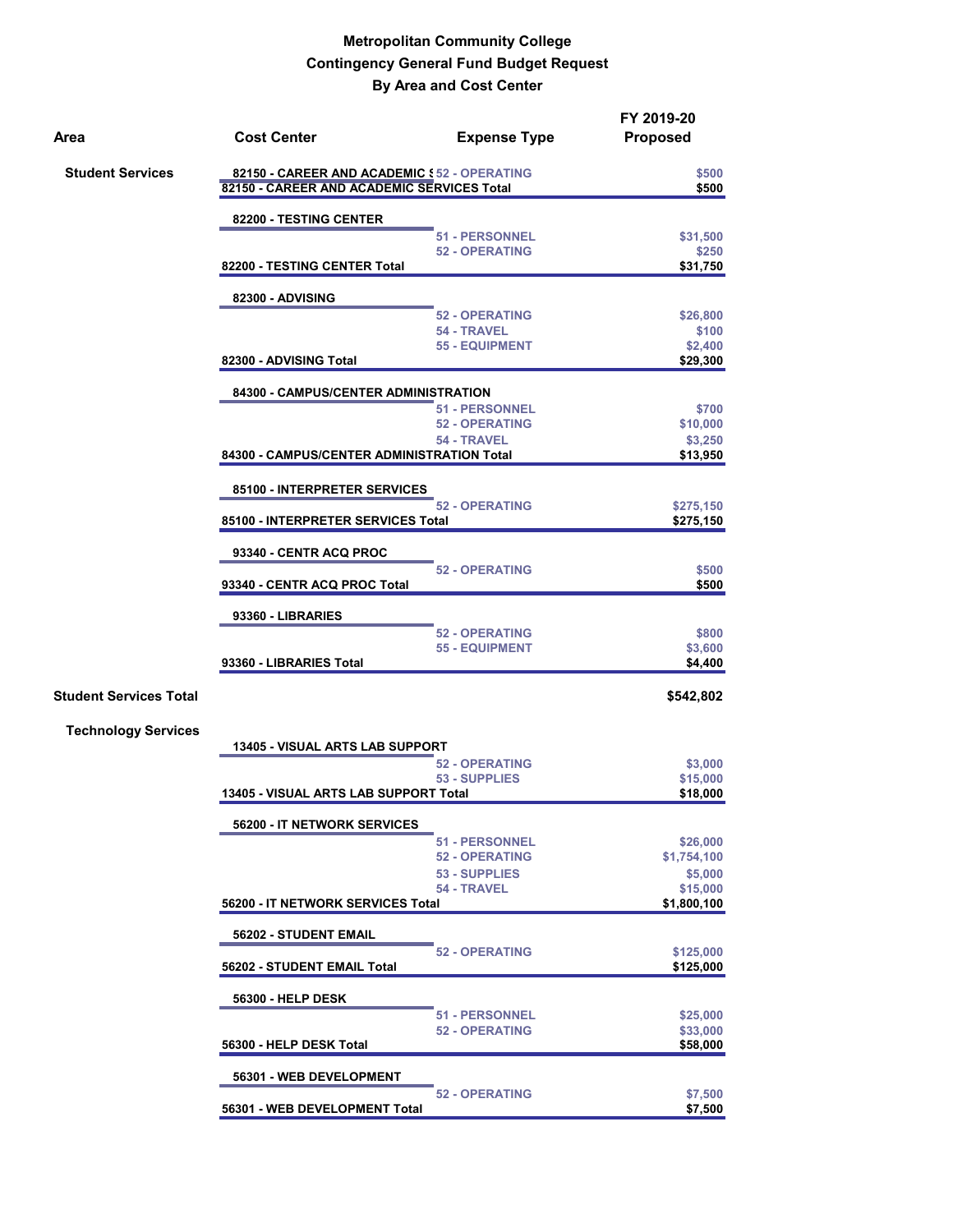# Metropolitan Community College
## Contingency General Fund Budget Request
### By Area and Cost Center

| Area | Cost Center | Expense Type | FY 2019-20 Proposed |
|---|---|---|---|
| Student Services | 82150 - CAREER AND ACADEMIC S | 52 - OPERATING | $500 |
| | 82150 - CAREER AND ACADEMIC SERVICES Total | | $500 |
| | 82200 - TESTING CENTER | | |
| | | 51 - PERSONNEL | $31,500 |
| | | 52 - OPERATING | $250 |
| | 82200 - TESTING CENTER Total | | $31,750 |
| | 82300 - ADVISING | | |
| | | 52 - OPERATING | $26,800 |
| | | 54 - TRAVEL | $100 |
| | | 55 - EQUIPMENT | $2,400 |
| | 82300 - ADVISING Total | | $29,300 |
| | 84300 - CAMPUS/CENTER ADMINISTRATION | | |
| | | 51 - PERSONNEL | $700 |
| | | 52 - OPERATING | $10,000 |
| | | 54 - TRAVEL | $3,250 |
| | 84300 - CAMPUS/CENTER ADMINISTRATION Total | | $13,950 |
| | 85100 - INTERPRETER SERVICES | | |
| | | 52 - OPERATING | $275,150 |
| | 85100 - INTERPRETER SERVICES Total | | $275,150 |
| | 93340 - CENTR ACQ PROC | | |
| | | 52 - OPERATING | $500 |
| | 93340 - CENTR ACQ PROC Total | | $500 |
| | 93360 - LIBRARIES | | |
| | | 52 - OPERATING | $800 |
| | | 55 - EQUIPMENT | $3,600 |
| | 93360 - LIBRARIES Total | | $4,400 |
| **Student Services Total** | | | **$542,802** |
| Technology Services | | | |
| | 13405 - VISUAL ARTS LAB SUPPORT | | |
| | | 52 - OPERATING | $3,000 |
| | | 53 - SUPPLIES | $15,000 |
| | 13405 - VISUAL ARTS LAB SUPPORT Total | | $18,000 |
| | 56200 - IT NETWORK SERVICES | | |
| | | 51 - PERSONNEL | $26,000 |
| | | 52 - OPERATING | $1,754,100 |
| | | 53 - SUPPLIES | $5,000 |
| | | 54 - TRAVEL | $15,000 |
| | 56200 - IT NETWORK SERVICES Total | | $1,800,100 |
| | 56202 - STUDENT EMAIL | | |
| | | 52 - OPERATING | $125,000 |
| | 56202 - STUDENT EMAIL Total | | $125,000 |
| | 56300 - HELP DESK | | |
| | | 51 - PERSONNEL | $25,000 |
| | | 52 - OPERATING | $33,000 |
| | 56300 - HELP DESK Total | | $58,000 |
| | 56301 - WEB DEVELOPMENT | | |
| | | 52 - OPERATING | $7,500 |
| | 56301 - WEB DEVELOPMENT Total | | $7,500 |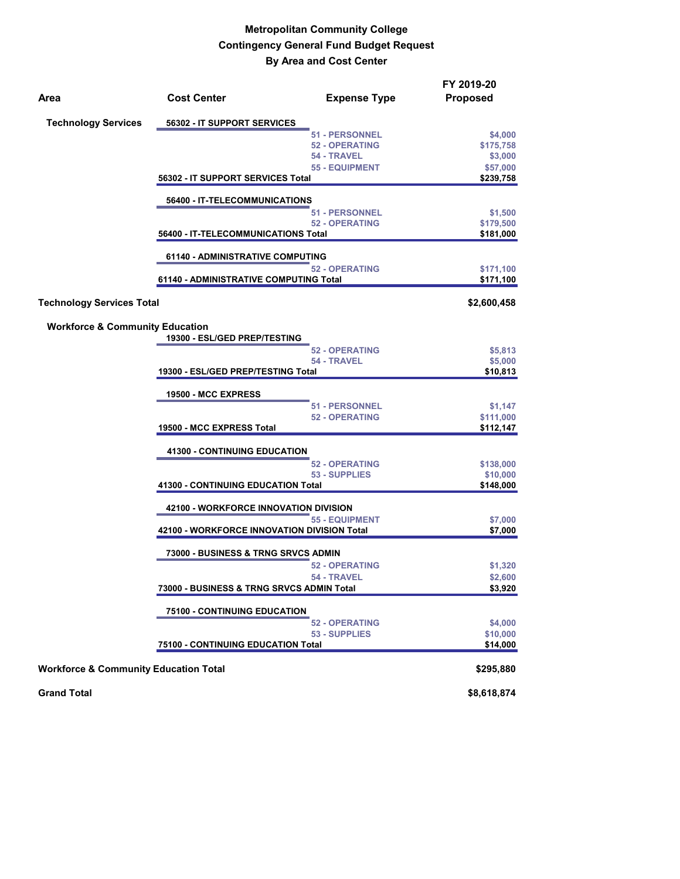# Metropolitan Community College
## Contingency General Fund Budget Request
### By Area and Cost Center

| Area | Cost Center | Expense Type | FY 2019-20 Proposed |
|---|---|---|---|
| Technology Services | 56302 - IT SUPPORT SERVICES | | |
| | | 51 - PERSONNEL | $4,000 |
| | | 52 - OPERATING | $175,758 |
| | | 54 - TRAVEL | $3,000 |
| | | 55 - EQUIPMENT | $57,000 |
| | 56302 - IT SUPPORT SERVICES Total | | $239,758 |
| | 56400 - IT-TELECOMMUNICATIONS | | |
| | | 51 - PERSONNEL | $1,500 |
| | | 52 - OPERATING | $179,500 |
| | 56400 - IT-TELECOMMUNICATIONS Total | | $181,000 |
| | 61140 - ADMINISTRATIVE COMPUTING | | |
| | | 52 - OPERATING | $171,100 |
| | 61140 - ADMINISTRATIVE COMPUTING Total | | $171,100 |
| Technology Services Total | | | $2,600,458 |
| Workforce & Community Education | 19300 - ESL/GED PREP/TESTING | | |
| | | 52 - OPERATING | $5,813 |
| | | 54 - TRAVEL | $5,000 |
| | 19300 - ESL/GED PREP/TESTING Total | | $10,813 |
| | 19500 - MCC EXPRESS | | |
| | | 51 - PERSONNEL | $1,147 |
| | | 52 - OPERATING | $111,000 |
| | 19500 - MCC EXPRESS Total | | $112,147 |
| | 41300 - CONTINUING EDUCATION | | |
| | | 52 - OPERATING | $138,000 |
| | | 53 - SUPPLIES | $10,000 |
| | 41300 - CONTINUING EDUCATION Total | | $148,000 |
| | 42100 - WORKFORCE INNOVATION DIVISION | | |
| | | 55 - EQUIPMENT | $7,000 |
| | 42100 - WORKFORCE INNOVATION DIVISION Total | | $7,000 |
| | 73000 - BUSINESS & TRNG SRVCS ADMIN | | |
| | | 52 - OPERATING | $1,320 |
| | | 54 - TRAVEL | $2,600 |
| | 73000 - BUSINESS & TRNG SRVCS ADMIN Total | | $3,920 |
| | 75100 - CONTINUING EDUCATION | | |
| | | 52 - OPERATING | $4,000 |
| | | 53 - SUPPLIES | $10,000 |
| | 75100 - CONTINUING EDUCATION Total | | $14,000 |
| Workforce & Community Education Total | | | $295,880 |
| Grand Total | | | $8,618,874 |